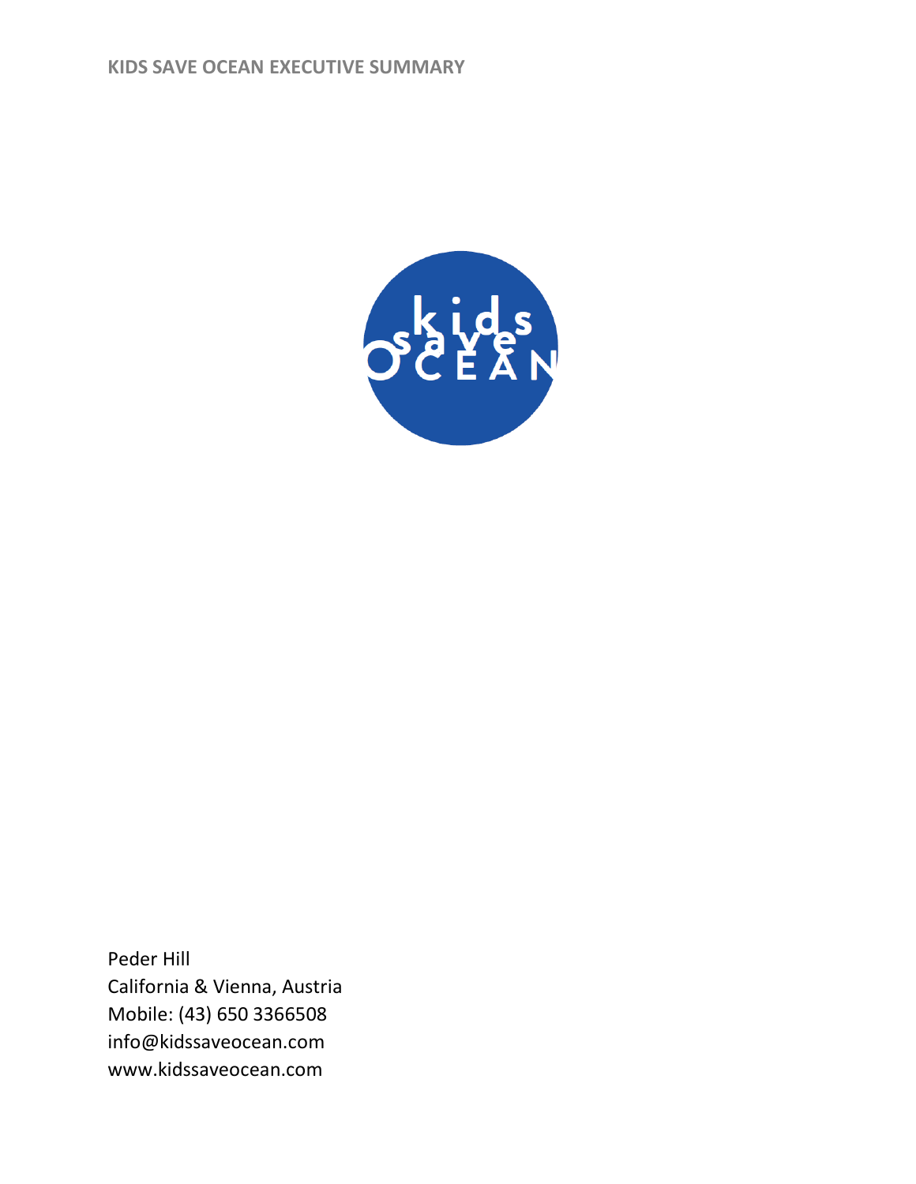KIDS SAVE OCEAN EXECUTIVE SUMMARY

Peder Hill
California & Vienna, Austria
Mobile: (43) 650 3366508
info@kidssaveocean.com
www.kidssaveocean.com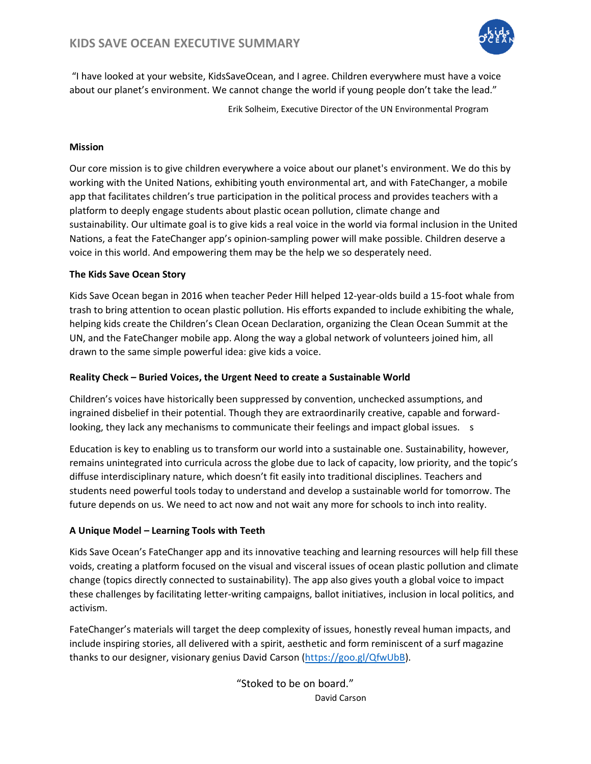"I have looked at your website, KidsSaveOcean, and I agree. Children everywhere must have a voice about our planet's environment. We cannot change the world if young people don't take the lead."

Erik Solheim, Executive Director of the UN Environmental Program

**Mission**

Our core mission is to give children everywhere a voice about our planet's environment. We do this by working with the United Nations, exhibiting youth environmental art, and with FateChanger, a mobile app that facilitates children's true participation in the political process and provides teachers with a platform to deeply engage students about plastic ocean pollution, climate change and sustainability. Our ultimate goal is to give kids a real voice in the world via formal inclusion in the United Nations, a feat the FateChanger app's opinion-sampling power will make possible. Children deserve a voice in this world. And empowering them may be the help we so desperately need.

**The Kids Save Ocean Story**

Kids Save Ocean began in 2016 when teacher Peder Hill helped 12-year-olds build a 15-foot whale from trash to bring attention to ocean plastic pollution. His efforts expanded to include exhibiting the whale, helping kids create the Children's Clean Ocean Declaration, organizing the Clean Ocean Summit at the UN, and the FateChanger mobile app. Along the way a global network of volunteers joined him, all drawn to the same simple powerful idea: give kids a voice.

**Reality Check – Buried Voices, the Urgent Need to create a Sustainable World**

Children's voices have historically been suppressed by convention, unchecked assumptions, and ingrained disbelief in their potential. Though they are extraordinarily creative, capable and forward-looking, they lack any mechanisms to communicate their feelings and impact global issues. s

Education is key to enabling us to transform our world into a sustainable one. Sustainability, however, remains unintegrated into curricula across the globe due to lack of capacity, low priority, and the topic's diffuse interdisciplinary nature, which doesn't fit easily into traditional disciplines. Teachers and students need powerful tools today to understand and develop a sustainable world for tomorrow. The future depends on us. We need to act now and not wait any more for schools to inch into reality.

**A Unique Model – Learning Tools with Teeth**

Kids Save Ocean's FateChanger app and its innovative teaching and learning resources will help fill these voids, creating a platform focused on the visual and visceral issues of ocean plastic pollution and climate change (topics directly connected to sustainability). The app also gives youth a global voice to impact these challenges by facilitating letter-writing campaigns, ballot initiatives, inclusion in local politics, and activism.

FateChanger's materials will target the deep complexity of issues, honestly reveal human impacts, and include inspiring stories, all delivered with a spirit, aesthetic and form reminiscent of a surf magazine thanks to our designer, visionary genius David Carson (https://goo.gl/QfwUbB).

"Stoked to be on board."

David Carson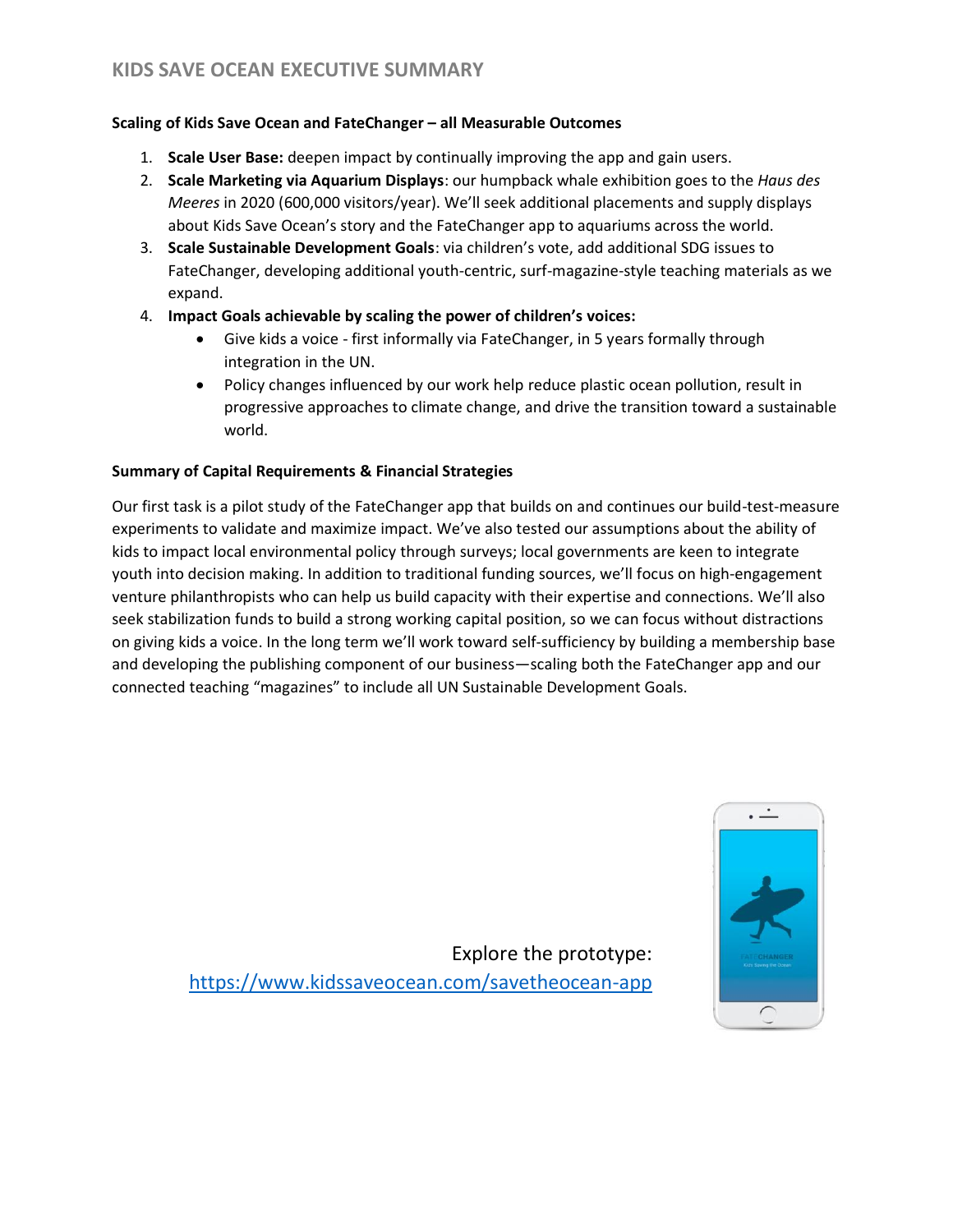**Scaling of Kids Save Ocean and FateChanger – all Measurable Outcomes**

1. **Scale User Base:** deepen impact by continually improving the app and gain users.
2. **Scale Marketing via Aquarium Displays**: our humpback whale exhibition goes to the *Haus des Meeres* in 2020 (600,000 visitors/year). We'll seek additional placements and supply displays about Kids Save Ocean's story and the FateChanger app to aquariums across the world.
3. **Scale Sustainable Development Goals**: via children's vote, add additional SDG issues to FateChanger, developing additional youth-centric, surf-magazine-style teaching materials as we expand.
4. **Impact Goals achievable by scaling the power of children's voices:**
   - Give kids a voice - first informally via FateChanger, in 5 years formally through integration in the UN.
   - Policy changes influenced by our work help reduce plastic ocean pollution, result in progressive approaches to climate change, and drive the transition toward a sustainable world.

**Summary of Capital Requirements & Financial Strategies**

Our first task is a pilot study of the FateChanger app that builds on and continues our build-test-measure experiments to validate and maximize impact. We've also tested our assumptions about the ability of kids to impact local environmental policy through surveys; local governments are keen to integrate youth into decision making. In addition to traditional funding sources, we'll focus on high-engagement venture philanthropists who can help us build capacity with their expertise and connections. We'll also seek stabilization funds to build a strong working capital position, so we can focus without distractions on giving kids a voice. In the long term we'll work toward self-sufficiency by building a membership base and developing the publishing component of our business—scaling both the FateChanger app and our connected teaching "magazines" to include all UN Sustainable Development Goals.

Explore the prototype:
https://www.kidssaveocean.com/savetheocean-app